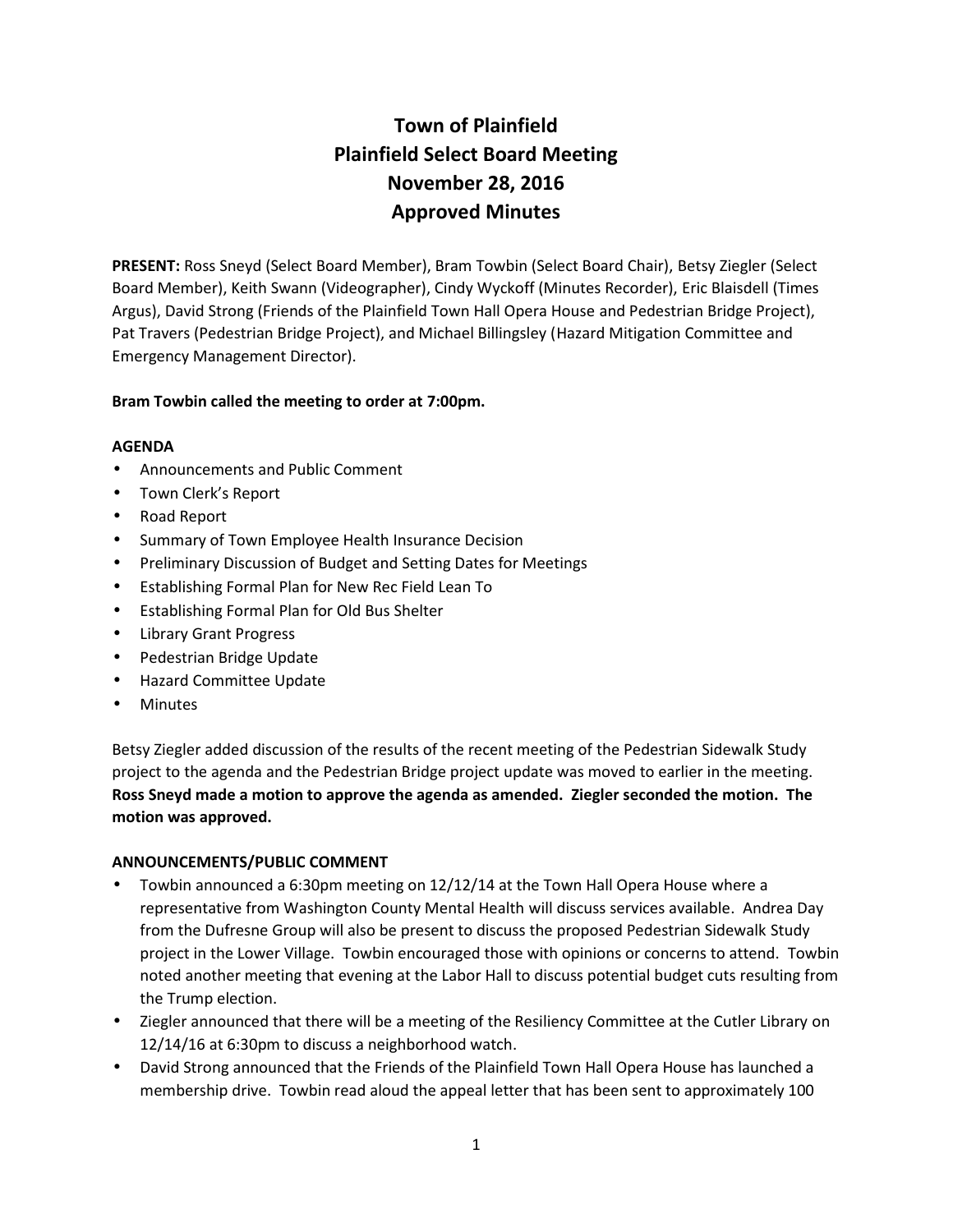# Town of Plainfield
# Plainfield Select Board Meeting
# November 28, 2016
# Approved Minutes

**PRESENT:** Ross Sneyd (Select Board Member), Bram Towbin (Select Board Chair), Betsy Ziegler (Select Board Member), Keith Swann (Videographer), Cindy Wyckoff (Minutes Recorder), Eric Blaisdell (Times Argus), David Strong (Friends of the Plainfield Town Hall Opera House and Pedestrian Bridge Project), Pat Travers (Pedestrian Bridge Project), and Michael Billingsley (Hazard Mitigation Committee and Emergency Management Director).

**Bram Towbin called the meeting to order at 7:00pm.**

**AGENDA**

- Announcements and Public Comment
- Town Clerk's Report
- Road Report
- Summary of Town Employee Health Insurance Decision
- Preliminary Discussion of Budget and Setting Dates for Meetings
- Establishing Formal Plan for New Rec Field Lean To
- Establishing Formal Plan for Old Bus Shelter
- Library Grant Progress
- Pedestrian Bridge Update
- Hazard Committee Update
- Minutes

Betsy Ziegler added discussion of the results of the recent meeting of the Pedestrian Sidewalk Study project to the agenda and the Pedestrian Bridge project update was moved to earlier in the meeting. **Ross Sneyd made a motion to approve the agenda as amended. Ziegler seconded the motion. The motion was approved.**

**ANNOUNCEMENTS/PUBLIC COMMENT**

- Towbin announced a 6:30pm meeting on 12/12/14 at the Town Hall Opera House where a representative from Washington County Mental Health will discuss services available. Andrea Day from the Dufresne Group will also be present to discuss the proposed Pedestrian Sidewalk Study project in the Lower Village. Towbin encouraged those with opinions or concerns to attend. Towbin noted another meeting that evening at the Labor Hall to discuss potential budget cuts resulting from the Trump election.
- Ziegler announced that there will be a meeting of the Resiliency Committee at the Cutler Library on 12/14/16 at 6:30pm to discuss a neighborhood watch.
- David Strong announced that the Friends of the Plainfield Town Hall Opera House has launched a membership drive. Towbin read aloud the appeal letter that has been sent to approximately 100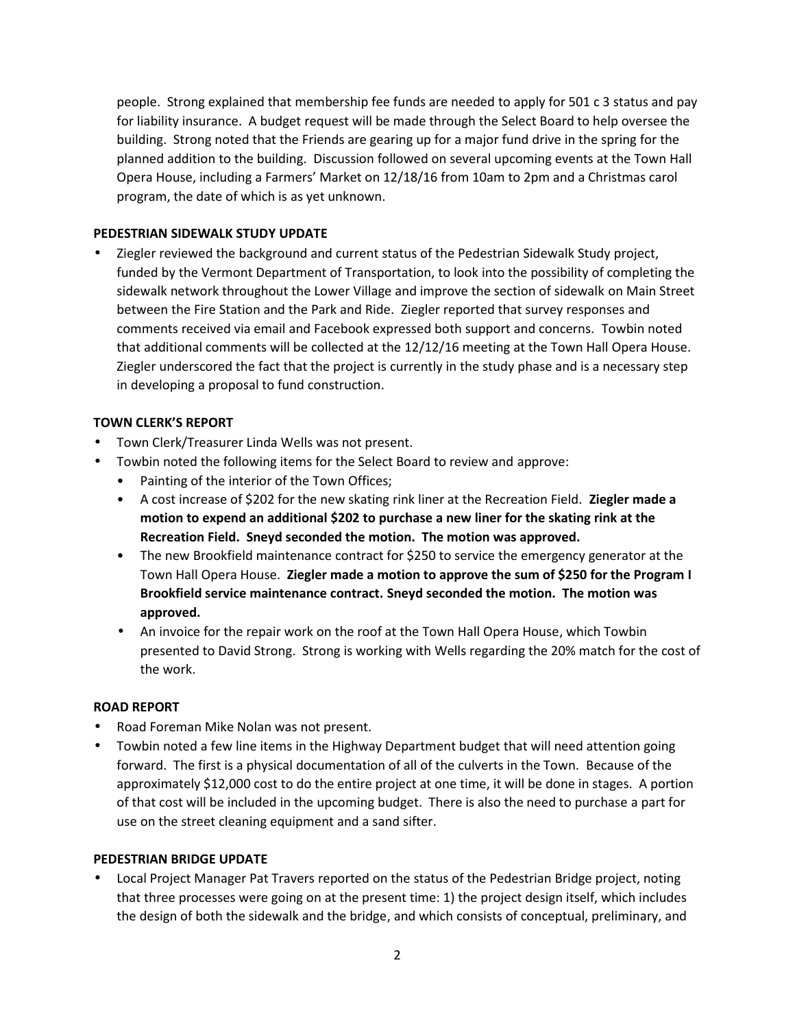people. Strong explained that membership fee funds are needed to apply for 501 c 3 status and pay for liability insurance. A budget request will be made through the Select Board to help oversee the building. Strong noted that the Friends are gearing up for a major fund drive in the spring for the planned addition to the building. Discussion followed on several upcoming events at the Town Hall Opera House, including a Farmers' Market on 12/18/16 from 10am to 2pm and a Christmas carol program, the date of which is as yet unknown.

**PEDESTRIAN SIDEWALK STUDY UPDATE**

- Ziegler reviewed the background and current status of the Pedestrian Sidewalk Study project, funded by the Vermont Department of Transportation, to look into the possibility of completing the sidewalk network throughout the Lower Village and improve the section of sidewalk on Main Street between the Fire Station and the Park and Ride. Ziegler reported that survey responses and comments received via email and Facebook expressed both support and concerns. Towbin noted that additional comments will be collected at the 12/12/16 meeting at the Town Hall Opera House. Ziegler underscored the fact that the project is currently in the study phase and is a necessary step in developing a proposal to fund construction.

**TOWN CLERK'S REPORT**

- Town Clerk/Treasurer Linda Wells was not present.
- Towbin noted the following items for the Select Board to review and approve:
  - Painting of the interior of the Town Offices;
  - A cost increase of $202 for the new skating rink liner at the Recreation Field. **Ziegler made a motion to expend an additional $202 to purchase a new liner for the skating rink at the Recreation Field. Sneyd seconded the motion. The motion was approved.**
  - The new Brookfield maintenance contract for $250 to service the emergency generator at the Town Hall Opera House. **Ziegler made a motion to approve the sum of $250 for the Program I Brookfield service maintenance contract. Sneyd seconded the motion. The motion was approved.**
  - An invoice for the repair work on the roof at the Town Hall Opera House, which Towbin presented to David Strong. Strong is working with Wells regarding the 20% match for the cost of the work.

**ROAD REPORT**

- Road Foreman Mike Nolan was not present.
- Towbin noted a few line items in the Highway Department budget that will need attention going forward. The first is a physical documentation of all of the culverts in the Town. Because of the approximately $12,000 cost to do the entire project at one time, it will be done in stages. A portion of that cost will be included in the upcoming budget. There is also the need to purchase a part for use on the street cleaning equipment and a sand sifter.

**PEDESTRIAN BRIDGE UPDATE**

- Local Project Manager Pat Travers reported on the status of the Pedestrian Bridge project, noting that three processes were going on at the present time: 1) the project design itself, which includes the design of both the sidewalk and the bridge, and which consists of conceptual, preliminary, and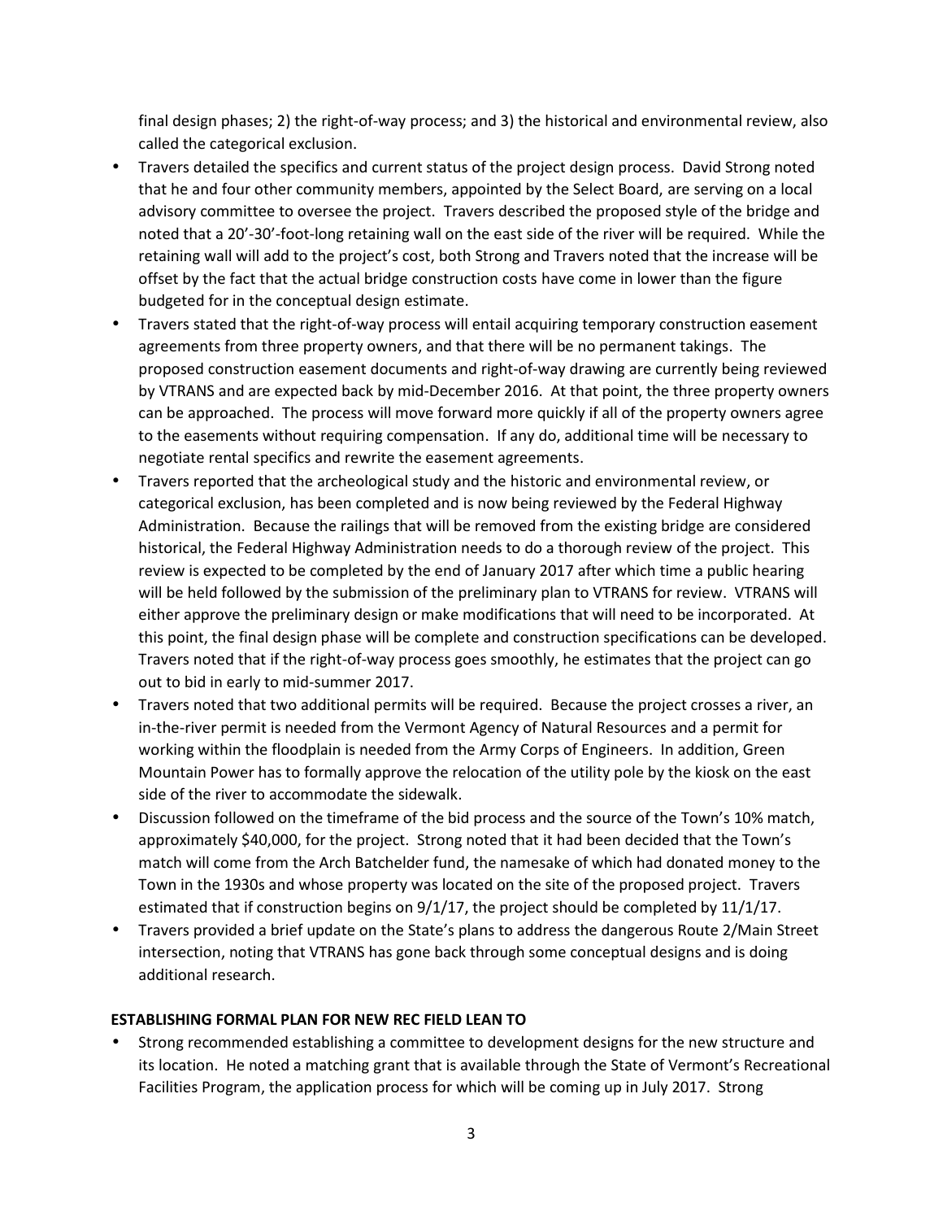final design phases; 2) the right-of-way process; and 3) the historical and environmental review, also called the categorical exclusion.

- Travers detailed the specifics and current status of the project design process. David Strong noted that he and four other community members, appointed by the Select Board, are serving on a local advisory committee to oversee the project. Travers described the proposed style of the bridge and noted that a 20'-30'-foot-long retaining wall on the east side of the river will be required. While the retaining wall will add to the project's cost, both Strong and Travers noted that the increase will be offset by the fact that the actual bridge construction costs have come in lower than the figure budgeted for in the conceptual design estimate.
- Travers stated that the right-of-way process will entail acquiring temporary construction easement agreements from three property owners, and that there will be no permanent takings. The proposed construction easement documents and right-of-way drawing are currently being reviewed by VTRANS and are expected back by mid-December 2016. At that point, the three property owners can be approached. The process will move forward more quickly if all of the property owners agree to the easements without requiring compensation. If any do, additional time will be necessary to negotiate rental specifics and rewrite the easement agreements.
- Travers reported that the archeological study and the historic and environmental review, or categorical exclusion, has been completed and is now being reviewed by the Federal Highway Administration. Because the railings that will be removed from the existing bridge are considered historical, the Federal Highway Administration needs to do a thorough review of the project. This review is expected to be completed by the end of January 2017 after which time a public hearing will be held followed by the submission of the preliminary plan to VTRANS for review. VTRANS will either approve the preliminary design or make modifications that will need to be incorporated. At this point, the final design phase will be complete and construction specifications can be developed. Travers noted that if the right-of-way process goes smoothly, he estimates that the project can go out to bid in early to mid-summer 2017.
- Travers noted that two additional permits will be required. Because the project crosses a river, an in-the-river permit is needed from the Vermont Agency of Natural Resources and a permit for working within the floodplain is needed from the Army Corps of Engineers. In addition, Green Mountain Power has to formally approve the relocation of the utility pole by the kiosk on the east side of the river to accommodate the sidewalk.
- Discussion followed on the timeframe of the bid process and the source of the Town's 10% match, approximately $40,000, for the project. Strong noted that it had been decided that the Town's match will come from the Arch Batchelder fund, the namesake of which had donated money to the Town in the 1930s and whose property was located on the site of the proposed project. Travers estimated that if construction begins on 9/1/17, the project should be completed by 11/1/17.
- Travers provided a brief update on the State's plans to address the dangerous Route 2/Main Street intersection, noting that VTRANS has gone back through some conceptual designs and is doing additional research.

**ESTABLISHING FORMAL PLAN FOR NEW REC FIELD LEAN TO**

- Strong recommended establishing a committee to development designs for the new structure and its location. He noted a matching grant that is available through the State of Vermont's Recreational Facilities Program, the application process for which will be coming up in July 2017. Strong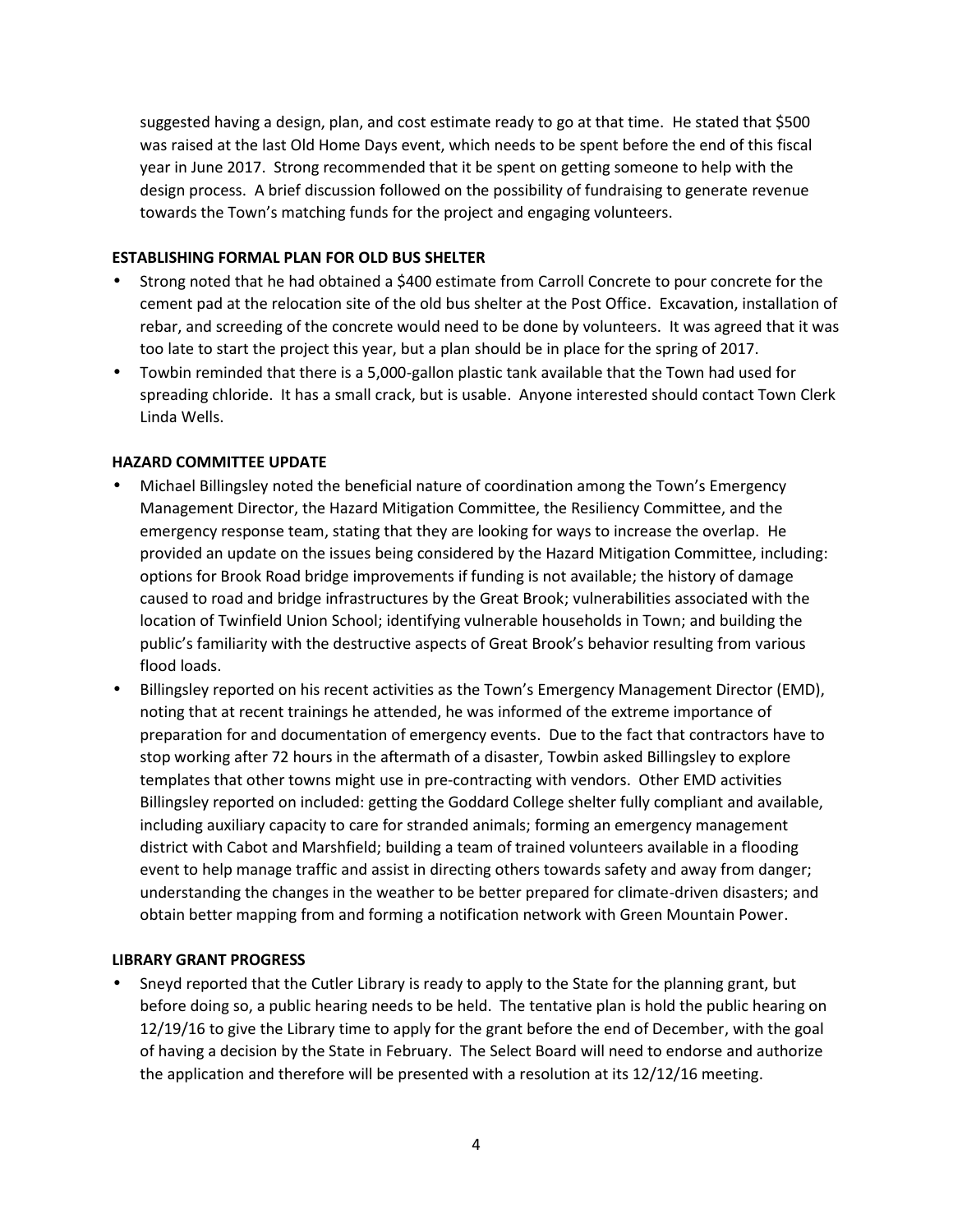suggested having a design, plan, and cost estimate ready to go at that time. He stated that $500 was raised at the last Old Home Days event, which needs to be spent before the end of this fiscal year in June 2017. Strong recommended that it be spent on getting someone to help with the design process. A brief discussion followed on the possibility of fundraising to generate revenue towards the Town's matching funds for the project and engaging volunteers.

**ESTABLISHING FORMAL PLAN FOR OLD BUS SHELTER**

- Strong noted that he had obtained a $400 estimate from Carroll Concrete to pour concrete for the cement pad at the relocation site of the old bus shelter at the Post Office. Excavation, installation of rebar, and screeding of the concrete would need to be done by volunteers. It was agreed that it was too late to start the project this year, but a plan should be in place for the spring of 2017.
- Towbin reminded that there is a 5,000-gallon plastic tank available that the Town had used for spreading chloride. It has a small crack, but is usable. Anyone interested should contact Town Clerk Linda Wells.

**HAZARD COMMITTEE UPDATE**

- Michael Billingsley noted the beneficial nature of coordination among the Town's Emergency Management Director, the Hazard Mitigation Committee, the Resiliency Committee, and the emergency response team, stating that they are looking for ways to increase the overlap. He provided an update on the issues being considered by the Hazard Mitigation Committee, including: options for Brook Road bridge improvements if funding is not available; the history of damage caused to road and bridge infrastructures by the Great Brook; vulnerabilities associated with the location of Twinfield Union School; identifying vulnerable households in Town; and building the public's familiarity with the destructive aspects of Great Brook's behavior resulting from various flood loads.
- Billingsley reported on his recent activities as the Town's Emergency Management Director (EMD), noting that at recent trainings he attended, he was informed of the extreme importance of preparation for and documentation of emergency events. Due to the fact that contractors have to stop working after 72 hours in the aftermath of a disaster, Towbin asked Billingsley to explore templates that other towns might use in pre-contracting with vendors. Other EMD activities Billingsley reported on included: getting the Goddard College shelter fully compliant and available, including auxiliary capacity to care for stranded animals; forming an emergency management district with Cabot and Marshfield; building a team of trained volunteers available in a flooding event to help manage traffic and assist in directing others towards safety and away from danger; understanding the changes in the weather to be better prepared for climate-driven disasters; and obtain better mapping from and forming a notification network with Green Mountain Power.

**LIBRARY GRANT PROGRESS**

- Sneyd reported that the Cutler Library is ready to apply to the State for the planning grant, but before doing so, a public hearing needs to be held. The tentative plan is hold the public hearing on 12/19/16 to give the Library time to apply for the grant before the end of December, with the goal of having a decision by the State in February. The Select Board will need to endorse and authorize the application and therefore will be presented with a resolution at its 12/12/16 meeting.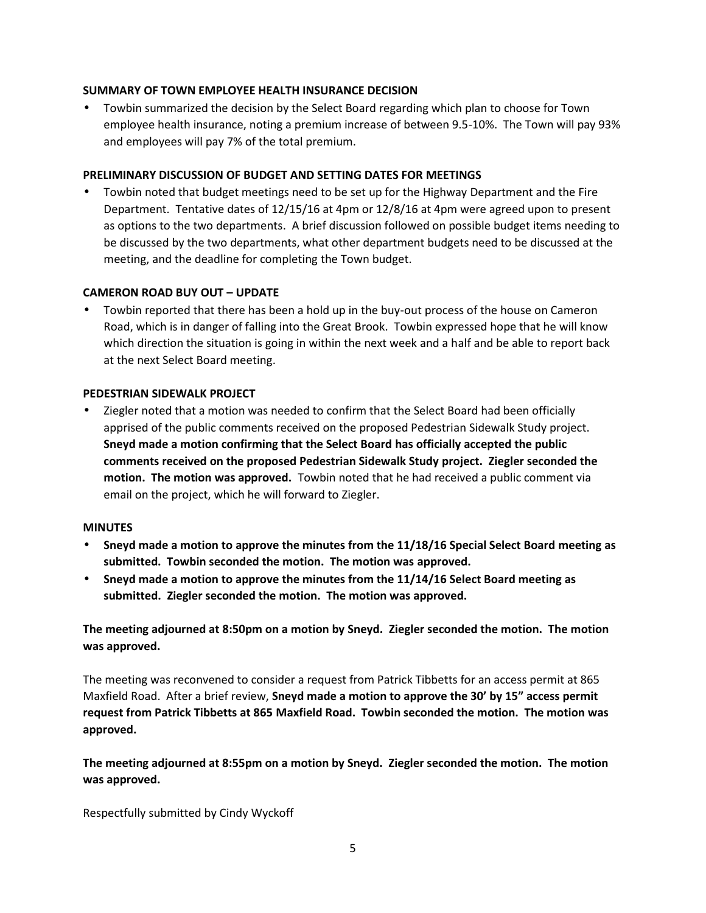#### SUMMARY OF TOWN EMPLOYEE HEALTH INSURANCE DECISION

- Towbin summarized the decision by the Select Board regarding which plan to choose for Town employee health insurance, noting a premium increase of between 9.5-10%. The Town will pay 93% and employees will pay 7% of the total premium.

#### PRELIMINARY DISCUSSION OF BUDGET AND SETTING DATES FOR MEETINGS

- Towbin noted that budget meetings need to be set up for the Highway Department and the Fire Department. Tentative dates of 12/15/16 at 4pm or 12/8/16 at 4pm were agreed upon to present as options to the two departments. A brief discussion followed on possible budget items needing to be discussed by the two departments, what other department budgets need to be discussed at the meeting, and the deadline for completing the Town budget.

#### CAMERON ROAD BUY OUT – UPDATE

- Towbin reported that there has been a hold up in the buy-out process of the house on Cameron Road, which is in danger of falling into the Great Brook. Towbin expressed hope that he will know which direction the situation is going in within the next week and a half and be able to report back at the next Select Board meeting.

#### PEDESTRIAN SIDEWALK PROJECT

- Ziegler noted that a motion was needed to confirm that the Select Board had been officially apprised of the public comments received on the proposed Pedestrian Sidewalk Study project. **Sneyd made a motion confirming that the Select Board has officially accepted the public comments received on the proposed Pedestrian Sidewalk Study project. Ziegler seconded the motion. The motion was approved.** Towbin noted that he had received a public comment via email on the project, which he will forward to Ziegler.

#### MINUTES

- **Sneyd made a motion to approve the minutes from the 11/18/16 Special Select Board meeting as submitted. Towbin seconded the motion. The motion was approved.**
- **Sneyd made a motion to approve the minutes from the 11/14/16 Select Board meeting as submitted. Ziegler seconded the motion. The motion was approved.**

**The meeting adjourned at 8:50pm on a motion by Sneyd. Ziegler seconded the motion. The motion was approved.**

The meeting was reconvened to consider a request from Patrick Tibbetts for an access permit at 865 Maxfield Road. After a brief review, **Sneyd made a motion to approve the 30' by 15" access permit request from Patrick Tibbetts at 865 Maxfield Road. Towbin seconded the motion. The motion was approved.**

**The meeting adjourned at 8:55pm on a motion by Sneyd. Ziegler seconded the motion. The motion was approved.**

Respectfully submitted by Cindy Wyckoff